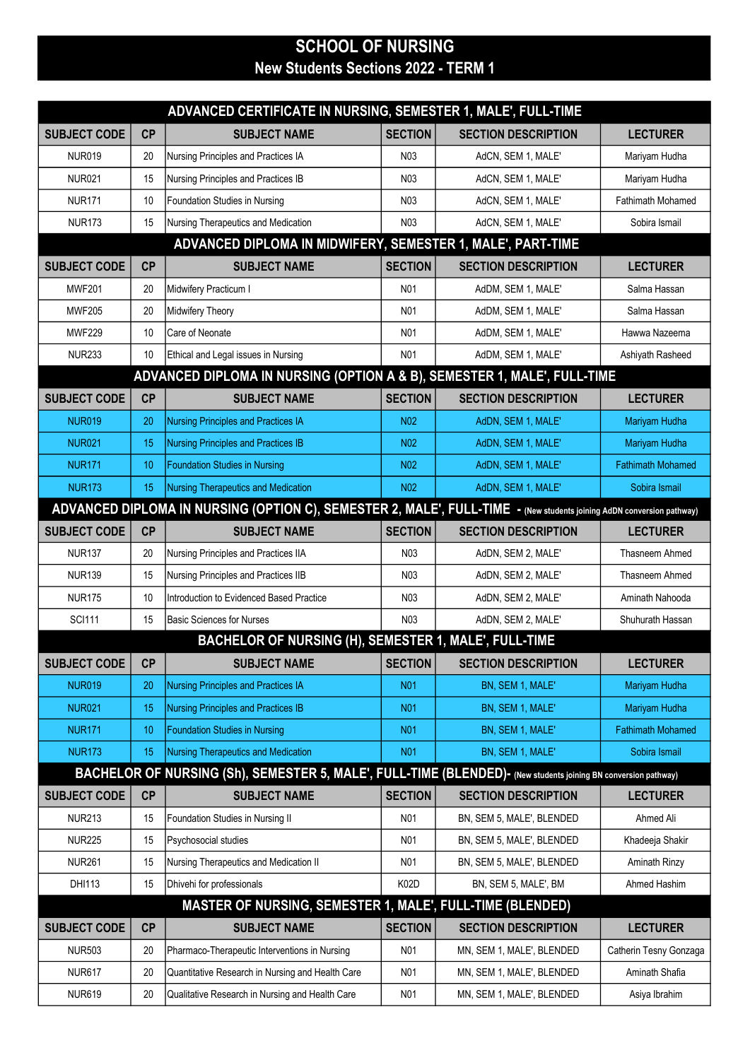# SCHOOL OF NURSING

## New Students Sections 2022 - TERM 1

| ADVANCED CERTIFICATE IN NURSING, SEMESTER 1, MALE', FULL-TIME | | | | | |
|---|---|---|---|---|---|
| **SUBJECT CODE** | **CP** | **SUBJECT NAME** | **SECTION** | **SECTION DESCRIPTION** | **LECTURER** |
| NUR019 | 20 | Nursing Principles and Practices IA | N03 | AdCN, SEM 1, MALE' | Mariyam Hudha |
| NUR021 | 15 | Nursing Principles and Practices IB | N03 | AdCN, SEM 1, MALE' | Mariyam Hudha |
| NUR171 | 10 | Foundation Studies in Nursing | N03 | AdCN, SEM 1, MALE' | Fathimath Mohamed |
| NUR173 | 15 | Nursing Therapeutics and Medication | N03 | AdCN, SEM 1, MALE' | Sobira Ismail |
| **ADVANCED DIPLOMA IN MIDWIFERY, SEMESTER 1, MALE', PART-TIME** | | | | | |
| **SUBJECT CODE** | **CP** | **SUBJECT NAME** | **SECTION** | **SECTION DESCRIPTION** | **LECTURER** |
| MWF201 | 20 | Midwifery Practicum I | N01 | AdDM, SEM 1, MALE' | Salma Hassan |
| MWF205 | 20 | Midwifery Theory | N01 | AdDM, SEM 1, MALE' | Salma Hassan |
| MWF229 | 10 | Care of Neonate | N01 | AdDM, SEM 1, MALE' | Hawwa Nazeema |
| NUR233 | 10 | Ethical and Legal issues in Nursing | N01 | AdDM, SEM 1, MALE' | Ashiyath Rasheed |
| **ADVANCED DIPLOMA IN NURSING (OPTION A & B), SEMESTER 1, MALE', FULL-TIME** | | | | | |
| **SUBJECT CODE** | **CP** | **SUBJECT NAME** | **SECTION** | **SECTION DESCRIPTION** | **LECTURER** |
| NUR019 | 20 | Nursing Principles and Practices IA | N02 | AdDN, SEM 1, MALE' | Mariyam Hudha |
| NUR021 | 15 | Nursing Principles and Practices IB | N02 | AdDN, SEM 1, MALE' | Mariyam Hudha |
| NUR171 | 10 | Foundation Studies in Nursing | N02 | AdDN, SEM 1, MALE' | Fathimath Mohamed |
| NUR173 | 15 | Nursing Therapeutics and Medication | N02 | AdDN, SEM 1, MALE' | Sobira Ismail |
| **ADVANCED DIPLOMA IN NURSING (OPTION C), SEMESTER 2, MALE', FULL-TIME - (New students joining AdDN conversion pathway)** | | | | | |
| **SUBJECT CODE** | **CP** | **SUBJECT NAME** | **SECTION** | **SECTION DESCRIPTION** | **LECTURER** |
| NUR137 | 20 | Nursing Principles and Practices IIA | N03 | AdDN, SEM 2, MALE' | Thasneem Ahmed |
| NUR139 | 15 | Nursing Principles and Practices IIB | N03 | AdDN, SEM 2, MALE' | Thasneem Ahmed |
| NUR175 | 10 | Introduction to Evidenced Based Practice | N03 | AdDN, SEM 2, MALE' | Aminath Nahooda |
| SCI111 | 15 | Basic Sciences for Nurses | N03 | AdDN, SEM 2, MALE' | Shuhurath Hassan |
| **BACHELOR OF NURSING (H), SEMESTER 1, MALE', FULL-TIME** | | | | | |
| **SUBJECT CODE** | **CP** | **SUBJECT NAME** | **SECTION** | **SECTION DESCRIPTION** | **LECTURER** |
| NUR019 | 20 | Nursing Principles and Practices IA | N01 | BN, SEM 1, MALE' | Mariyam Hudha |
| NUR021 | 15 | Nursing Principles and Practices IB | N01 | BN, SEM 1, MALE' | Mariyam Hudha |
| NUR171 | 10 | Foundation Studies in Nursing | N01 | BN, SEM 1, MALE' | Fathimath Mohamed |
| NUR173 | 15 | Nursing Therapeutics and Medication | N01 | BN, SEM 1, MALE' | Sobira Ismail |
| **BACHELOR OF NURSING (Sh), SEMESTER 5, MALE', FULL-TIME (BLENDED)- (New students joining BN conversion pathway)** | | | | | |
| **SUBJECT CODE** | **CP** | **SUBJECT NAME** | **SECTION** | **SECTION DESCRIPTION** | **LECTURER** |
| NUR213 | 15 | Foundation Studies in Nursing II | N01 | BN, SEM 5, MALE', BLENDED | Ahmed Ali |
| NUR225 | 15 | Psychosocial studies | N01 | BN, SEM 5, MALE', BLENDED | Khadeeja Shakir |
| NUR261 | 15 | Nursing Therapeutics and Medication II | N01 | BN, SEM 5, MALE', BLENDED | Aminath Rinzy |
| DHI113 | 15 | Dhivehi for professionals | K02D | BN, SEM 5, MALE', BM | Ahmed Hashim |
| **MASTER OF NURSING, SEMESTER 1, MALE', FULL-TIME (BLENDED)** | | | | | |
| **SUBJECT CODE** | **CP** | **SUBJECT NAME** | **SECTION** | **SECTION DESCRIPTION** | **LECTURER** |
| NUR503 | 20 | Pharmaco-Therapeutic Interventions in Nursing | N01 | MN, SEM 1, MALE', BLENDED | Catherin Tesny Gonzaga |
| NUR617 | 20 | Quantitative Research in Nursing and Health Care | N01 | MN, SEM 1, MALE', BLENDED | Aminath Shafia |
| NUR619 | 20 | Qualitative Research in Nursing and Health Care | N01 | MN, SEM 1, MALE', BLENDED | Asiya Ibrahim |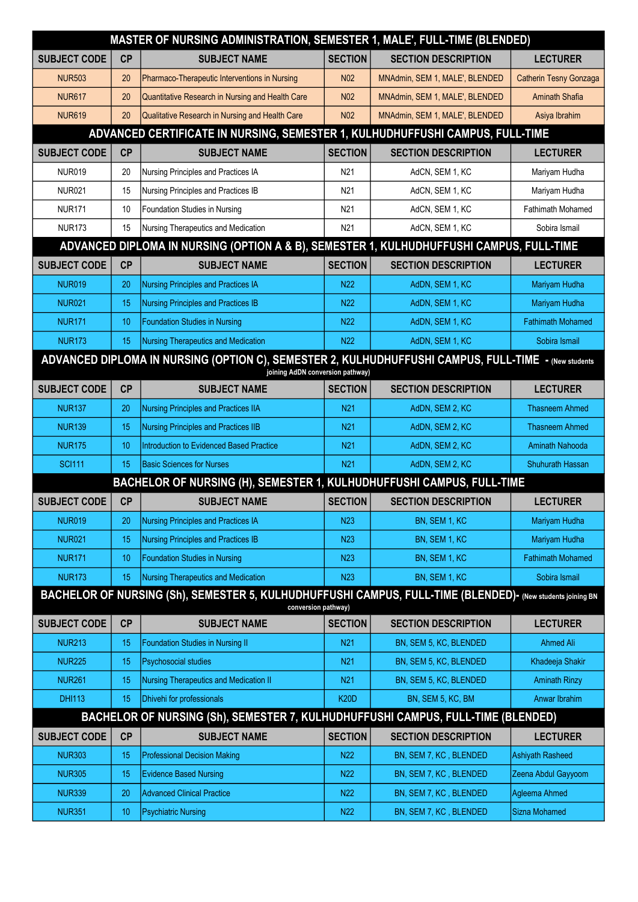## MASTER OF NURSING ADMINISTRATION, SEMESTER 1, MALE', FULL-TIME (BLENDED)

| SUBJECT CODE | CP | SUBJECT NAME | SECTION | SECTION DESCRIPTION | LECTURER |
|---|---|---|---|---|---|
| NUR503 | 20 | Pharmaco-Therapeutic Interventions in Nursing | N02 | MNAdmin, SEM 1, MALE', BLENDED | Catherin Tesny Gonzaga |
| NUR617 | 20 | Quantitative Research in Nursing and Health Care | N02 | MNAdmin, SEM 1, MALE', BLENDED | Aminath Shafia |
| NUR619 | 20 | Qualitative Research in Nursing and Health Care | N02 | MNAdmin, SEM 1, MALE', BLENDED | Asiya Ibrahim |

## ADVANCED CERTIFICATE IN NURSING, SEMESTER 1, KULHUDHUFFUSHI CAMPUS, FULL-TIME

| SUBJECT CODE | CP | SUBJECT NAME | SECTION | SECTION DESCRIPTION | LECTURER |
|---|---|---|---|---|---|
| NUR019 | 20 | Nursing Principles and Practices IA | N21 | AdCN, SEM 1, KC | Mariyam Hudha |
| NUR021 | 15 | Nursing Principles and Practices IB | N21 | AdCN, SEM 1, KC | Mariyam Hudha |
| NUR171 | 10 | Foundation Studies in Nursing | N21 | AdCN, SEM 1, KC | Fathimath Mohamed |
| NUR173 | 15 | Nursing Therapeutics and Medication | N21 | AdCN, SEM 1, KC | Sobira Ismail |

## ADVANCED DIPLOMA IN NURSING (OPTION A & B), SEMESTER 1, KULHUDHUFFUSHI CAMPUS, FULL-TIME

| SUBJECT CODE | CP | SUBJECT NAME | SECTION | SECTION DESCRIPTION | LECTURER |
|---|---|---|---|---|---|
| NUR019 | 20 | Nursing Principles and Practices IA | N22 | AdDN, SEM 1, KC | Mariyam Hudha |
| NUR021 | 15 | Nursing Principles and Practices IB | N22 | AdDN, SEM 1, KC | Mariyam Hudha |
| NUR171 | 10 | Foundation Studies in Nursing | N22 | AdDN, SEM 1, KC | Fathimath Mohamed |
| NUR173 | 15 | Nursing Therapeutics and Medication | N22 | AdDN, SEM 1, KC | Sobira Ismail |

## ADVANCED DIPLOMA IN NURSING (OPTION C), SEMESTER 2, KULHUDHUFFUSHI CAMPUS, FULL-TIME - (New students joining AdDN conversion pathway)

| SUBJECT CODE | CP | SUBJECT NAME | SECTION | SECTION DESCRIPTION | LECTURER |
|---|---|---|---|---|---|
| NUR137 | 20 | Nursing Principles and Practices IIA | N21 | AdDN, SEM 2, KC | Thasneem Ahmed |
| NUR139 | 15 | Nursing Principles and Practices IIB | N21 | AdDN, SEM 2, KC | Thasneem Ahmed |
| NUR175 | 10 | Introduction to Evidenced Based Practice | N21 | AdDN, SEM 2, KC | Aminath Nahooda |
| SCI111 | 15 | Basic Sciences for Nurses | N21 | AdDN, SEM 2, KC | Shuhurath Hassan |

## BACHELOR OF NURSING (H), SEMESTER 1, KULHUDHUFFUSHI CAMPUS, FULL-TIME

| SUBJECT CODE | CP | SUBJECT NAME | SECTION | SECTION DESCRIPTION | LECTURER |
|---|---|---|---|---|---|
| NUR019 | 20 | Nursing Principles and Practices IA | N23 | BN, SEM 1, KC | Mariyam Hudha |
| NUR021 | 15 | Nursing Principles and Practices IB | N23 | BN, SEM 1, KC | Mariyam Hudha |
| NUR171 | 10 | Foundation Studies in Nursing | N23 | BN, SEM 1, KC | Fathimath Mohamed |
| NUR173 | 15 | Nursing Therapeutics and Medication | N23 | BN, SEM 1, KC | Sobira Ismail |

## BACHELOR OF NURSING (Sh), SEMESTER 5, KULHUDHUFFUSHI CAMPUS, FULL-TIME (BLENDED)- (New students joining BN conversion pathway)

| SUBJECT CODE | CP | SUBJECT NAME | SECTION | SECTION DESCRIPTION | LECTURER |
|---|---|---|---|---|---|
| NUR213 | 15 | Foundation Studies in Nursing II | N21 | BN, SEM 5, KC, BLENDED | Ahmed Ali |
| NUR225 | 15 | Psychosocial studies | N21 | BN, SEM 5, KC, BLENDED | Khadeeja Shakir |
| NUR261 | 15 | Nursing Therapeutics and Medication II | N21 | BN, SEM 5, KC, BLENDED | Aminath Rinzy |
| DHI113 | 15 | Dhivehi for professionals | K20D | BN, SEM 5, KC, BM | Anwar Ibrahim |

## BACHELOR OF NURSING (Sh), SEMESTER 7, KULHUDHUFFUSHI CAMPUS, FULL-TIME (BLENDED)

| SUBJECT CODE | CP | SUBJECT NAME | SECTION | SECTION DESCRIPTION | LECTURER |
|---|---|---|---|---|---|
| NUR303 | 15 | Professional Decision Making | N22 | BN, SEM 7, KC , BLENDED | Ashiyath Rasheed |
| NUR305 | 15 | Evidence Based Nursing | N22 | BN, SEM 7, KC , BLENDED | Zeena Abdul Gayyoom |
| NUR339 | 20 | Advanced Clinical Practice | N22 | BN, SEM 7, KC , BLENDED | Agleema Ahmed |
| NUR351 | 10 | Psychiatric Nursing | N22 | BN, SEM 7, KC , BLENDED | Sizna Mohamed |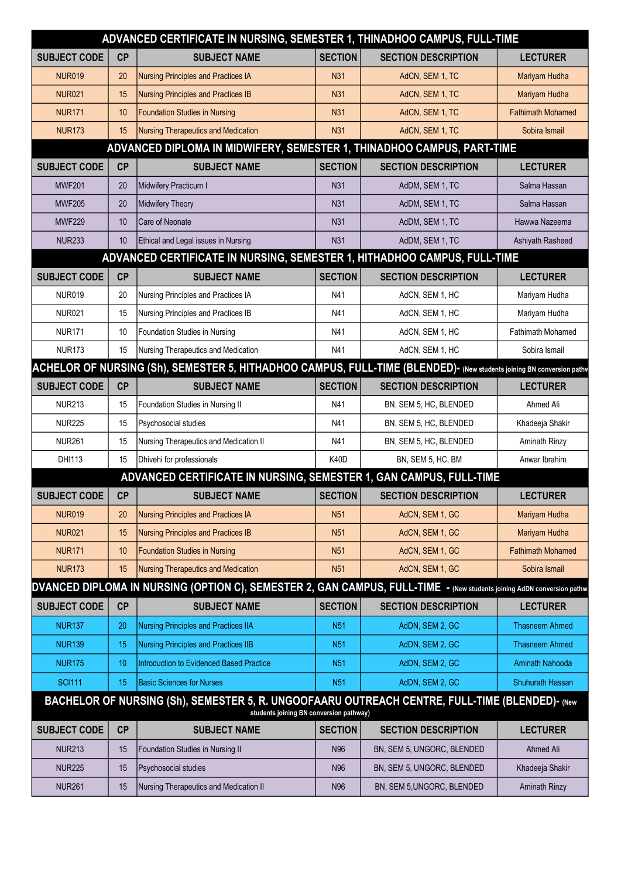## ADVANCED CERTIFICATE IN NURSING, SEMESTER 1, THINADHOO CAMPUS, FULL-TIME

| SUBJECT CODE | CP | SUBJECT NAME | SECTION | SECTION DESCRIPTION | LECTURER |
|---|---|---|---|---|---|
| NUR019 | 20 | Nursing Principles and Practices IA | N31 | AdCN, SEM 1, TC | Mariyam Hudha |
| NUR021 | 15 | Nursing Principles and Practices IB | N31 | AdCN, SEM 1, TC | Mariyam Hudha |
| NUR171 | 10 | Foundation Studies in Nursing | N31 | AdCN, SEM 1, TC | Fathimath Mohamed |
| NUR173 | 15 | Nursing Therapeutics and Medication | N31 | AdCN, SEM 1, TC | Sobira Ismail |

## ADVANCED DIPLOMA IN MIDWIFERY, SEMESTER 1, THINADHOO CAMPUS, PART-TIME

| SUBJECT CODE | CP | SUBJECT NAME | SECTION | SECTION DESCRIPTION | LECTURER |
|---|---|---|---|---|---|
| MWF201 | 20 | Midwifery Practicum I | N31 | AdDM, SEM 1, TC | Salma Hassan |
| MWF205 | 20 | Midwifery Theory | N31 | AdDM, SEM 1, TC | Salma Hassan |
| MWF229 | 10 | Care of Neonate | N31 | AdDM, SEM 1, TC | Hawwa Nazeema |
| NUR233 | 10 | Ethical and Legal issues in Nursing | N31 | AdDM, SEM 1, TC | Ashiyath Rasheed |

## ADVANCED CERTIFICATE IN NURSING, SEMESTER 1, HITHADHOO CAMPUS, FULL-TIME

| SUBJECT CODE | CP | SUBJECT NAME | SECTION | SECTION DESCRIPTION | LECTURER |
|---|---|---|---|---|---|
| NUR019 | 20 | Nursing Principles and Practices IA | N41 | AdCN, SEM 1, HC | Mariyam Hudha |
| NUR021 | 15 | Nursing Principles and Practices IB | N41 | AdCN, SEM 1, HC | Mariyam Hudha |
| NUR171 | 10 | Foundation Studies in Nursing | N41 | AdCN, SEM 1, HC | Fathimath Mohamed |
| NUR173 | 15 | Nursing Therapeutics and Medication | N41 | AdCN, SEM 1, HC | Sobira Ismail |

## ACHELOR OF NURSING (Sh), SEMESTER 5, HITHADHOO CAMPUS, FULL-TIME (BLENDED)- (New students joining BN conversion pathw

| SUBJECT CODE | CP | SUBJECT NAME | SECTION | SECTION DESCRIPTION | LECTURER |
|---|---|---|---|---|---|
| NUR213 | 15 | Foundation Studies in Nursing II | N41 | BN, SEM 5, HC, BLENDED | Ahmed Ali |
| NUR225 | 15 | Psychosocial studies | N41 | BN, SEM 5, HC, BLENDED | Khadeeja Shakir |
| NUR261 | 15 | Nursing Therapeutics and Medication II | N41 | BN, SEM 5, HC, BLENDED | Aminath Rinzy |
| DHI113 | 15 | Dhivehi for professionals | K40D | BN, SEM 5, HC, BM | Anwar Ibrahim |

## ADVANCED CERTIFICATE IN NURSING, SEMESTER 1, GAN CAMPUS, FULL-TIME

| SUBJECT CODE | CP | SUBJECT NAME | SECTION | SECTION DESCRIPTION | LECTURER |
|---|---|---|---|---|---|
| NUR019 | 20 | Nursing Principles and Practices IA | N51 | AdCN, SEM 1, GC | Mariyam Hudha |
| NUR021 | 15 | Nursing Principles and Practices IB | N51 | AdCN, SEM 1, GC | Mariyam Hudha |
| NUR171 | 10 | Foundation Studies in Nursing | N51 | AdCN, SEM 1, GC | Fathimath Mohamed |
| NUR173 | 15 | Nursing Therapeutics and Medication | N51 | AdCN, SEM 1, GC | Sobira Ismail |

## DVANCED DIPLOMA IN NURSING (OPTION C), SEMESTER 2, GAN CAMPUS, FULL-TIME - (New students joining AdDN conversion pathw

| SUBJECT CODE | CP | SUBJECT NAME | SECTION | SECTION DESCRIPTION | LECTURER |
|---|---|---|---|---|---|
| NUR137 | 20 | Nursing Principles and Practices IIA | N51 | AdDN, SEM 2, GC | Thasneem Ahmed |
| NUR139 | 15 | Nursing Principles and Practices IIB | N51 | AdDN, SEM 2, GC | Thasneem Ahmed |
| NUR175 | 10 | Introduction to Evidenced Based Practice | N51 | AdDN, SEM 2, GC | Aminath Nahooda |
| SCI111 | 15 | Basic Sciences for Nurses | N51 | AdDN, SEM 2, GC | Shuhurath Hassan |

## BACHELOR OF NURSING (Sh), SEMESTER 5, R. UNGOOFAARU OUTREACH CENTRE, FULL-TIME (BLENDED)- (New students joining BN conversion pathway)

| SUBJECT CODE | CP | SUBJECT NAME | SECTION | SECTION DESCRIPTION | LECTURER |
|---|---|---|---|---|---|
| NUR213 | 15 | Foundation Studies in Nursing II | N96 | BN, SEM 5, UNGORC, BLENDED | Ahmed Ali |
| NUR225 | 15 | Psychosocial studies | N96 | BN, SEM 5, UNGORC, BLENDED | Khadeeja Shakir |
| NUR261 | 15 | Nursing Therapeutics and Medication II | N96 | BN, SEM 5,UNGORC, BLENDED | Aminath Rinzy |